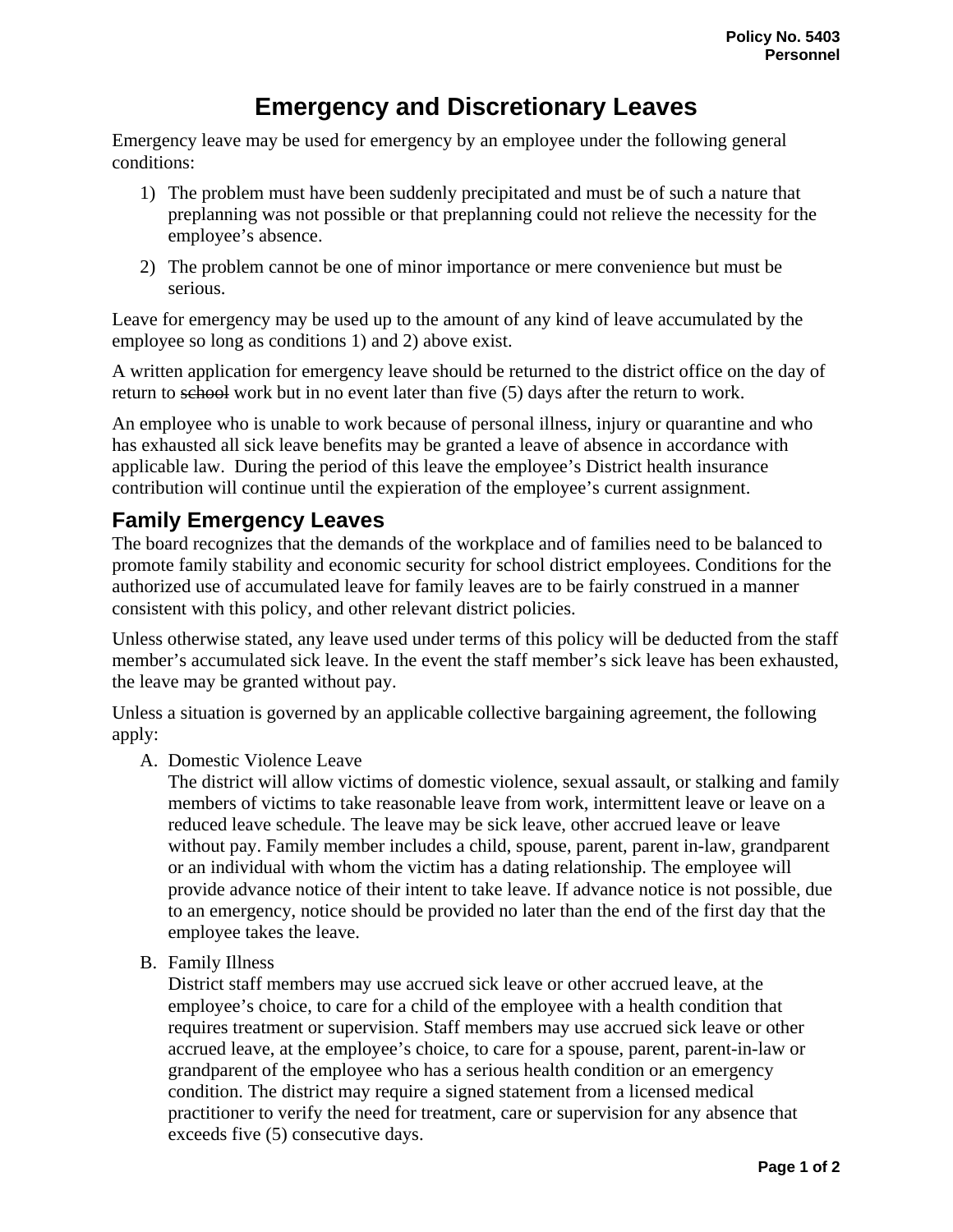Policy No. 5403
Personnel

# Emergency and Discretionary Leaves

Emergency leave may be used for emergency by an employee under the following general conditions:

1) The problem must have been suddenly precipitated and must be of such a nature that preplanning was not possible or that preplanning could not relieve the necessity for the employee's absence.
2) The problem cannot be one of minor importance or mere convenience but must be serious.

Leave for emergency may be used up to the amount of any kind of leave accumulated by the employee so long as conditions 1) and 2) above exist.

A written application for emergency leave should be returned to the district office on the day of return to ~~school~~ work but in no event later than five (5) days after the return to work.

An employee who is unable to work because of personal illness, injury or quarantine and who has exhausted all sick leave benefits may be granted a leave of absence in accordance with applicable law. During the period of this leave the employee's District health insurance contribution will continue until the expieration of the employee's current assignment.

## Family Emergency Leaves

The board recognizes that the demands of the workplace and of families need to be balanced to promote family stability and economic security for school district employees. Conditions for the authorized use of accumulated leave for family leaves are to be fairly construed in a manner consistent with this policy, and other relevant district policies.

Unless otherwise stated, any leave used under terms of this policy will be deducted from the staff member's accumulated sick leave. In the event the staff member's sick leave has been exhausted, the leave may be granted without pay.

Unless a situation is governed by an applicable collective bargaining agreement, the following apply:

A. Domestic Violence Leave
The district will allow victims of domestic violence, sexual assault, or stalking and family members of victims to take reasonable leave from work, intermittent leave or leave on a reduced leave schedule. The leave may be sick leave, other accrued leave or leave without pay. Family member includes a child, spouse, parent, parent in-law, grandparent or an individual with whom the victim has a dating relationship. The employee will provide advance notice of their intent to take leave. If advance notice is not possible, due to an emergency, notice should be provided no later than the end of the first day that the employee takes the leave.

B. Family Illness
District staff members may use accrued sick leave or other accrued leave, at the employee's choice, to care for a child of the employee with a health condition that requires treatment or supervision. Staff members may use accrued sick leave or other accrued leave, at the employee's choice, to care for a spouse, parent, parent-in-law or grandparent of the employee who has a serious health condition or an emergency condition. The district may require a signed statement from a licensed medical practitioner to verify the need for treatment, care or supervision for any absence that exceeds five (5) consecutive days.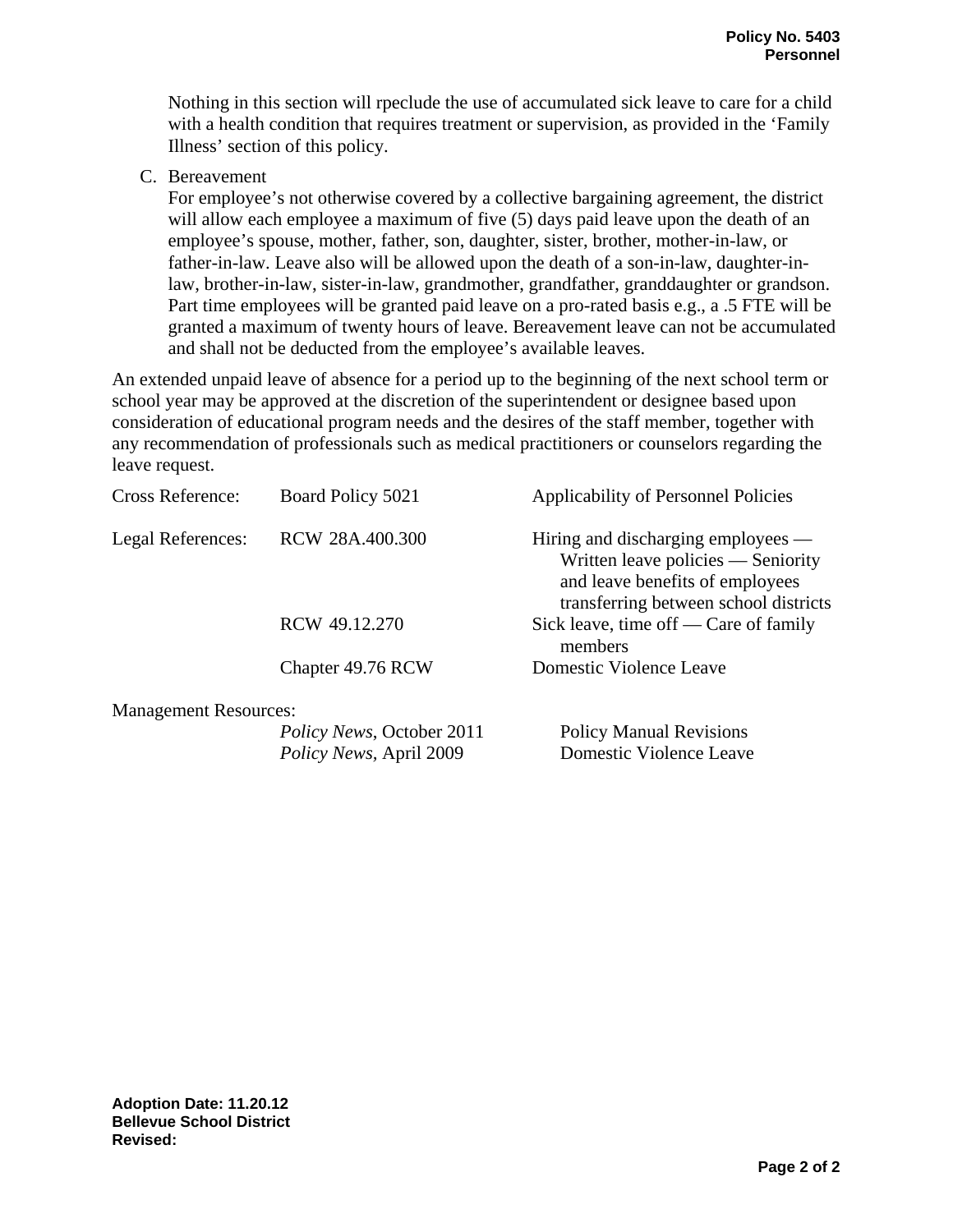Nothing in this section will rpeclude the use of accumulated sick leave to care for a child with a health condition that requires treatment or supervision, as provided in the 'Family Illness' section of this policy.

C. Bereavement

For employee's not otherwise covered by a collective bargaining agreement, the district will allow each employee a maximum of five (5) days paid leave upon the death of an employee's spouse, mother, father, son, daughter, sister, brother, mother-in-law, or father-in-law. Leave also will be allowed upon the death of a son-in-law, daughter-in-law, brother-in-law, sister-in-law, grandmother, grandfather, granddaughter or grandson. Part time employees will be granted paid leave on a pro-rated basis e.g., a .5 FTE will be granted a maximum of twenty hours of leave. Bereavement leave can not be accumulated and shall not be deducted from the employee's available leaves.

An extended unpaid leave of absence for a period up to the beginning of the next school term or school year may be approved at the discretion of the superintendent or designee based upon consideration of educational program needs and the desires of the staff member, together with any recommendation of professionals such as medical practitioners or counselors regarding the leave request.

| | | |
|---|---|---|
| Cross Reference: | Board Policy 5021 | Applicability of Personnel Policies |
| Legal References: | RCW 28A.400.300 | Hiring and discharging employees — Written leave policies — Seniority and leave benefits of employees transferring between school districts |
| | RCW 49.12.270 | Sick leave, time off — Care of family members |
| | Chapter 49.76 RCW | Domestic Violence Leave |

Management Resources:

| | |
|---|---|
| *Policy News*, October 2011 | Policy Manual Revisions |
| *Policy News*, April 2009 | Domestic Violence Leave |

**Adoption Date: 11.20.12**
**Bellevue School District**
**Revised:**